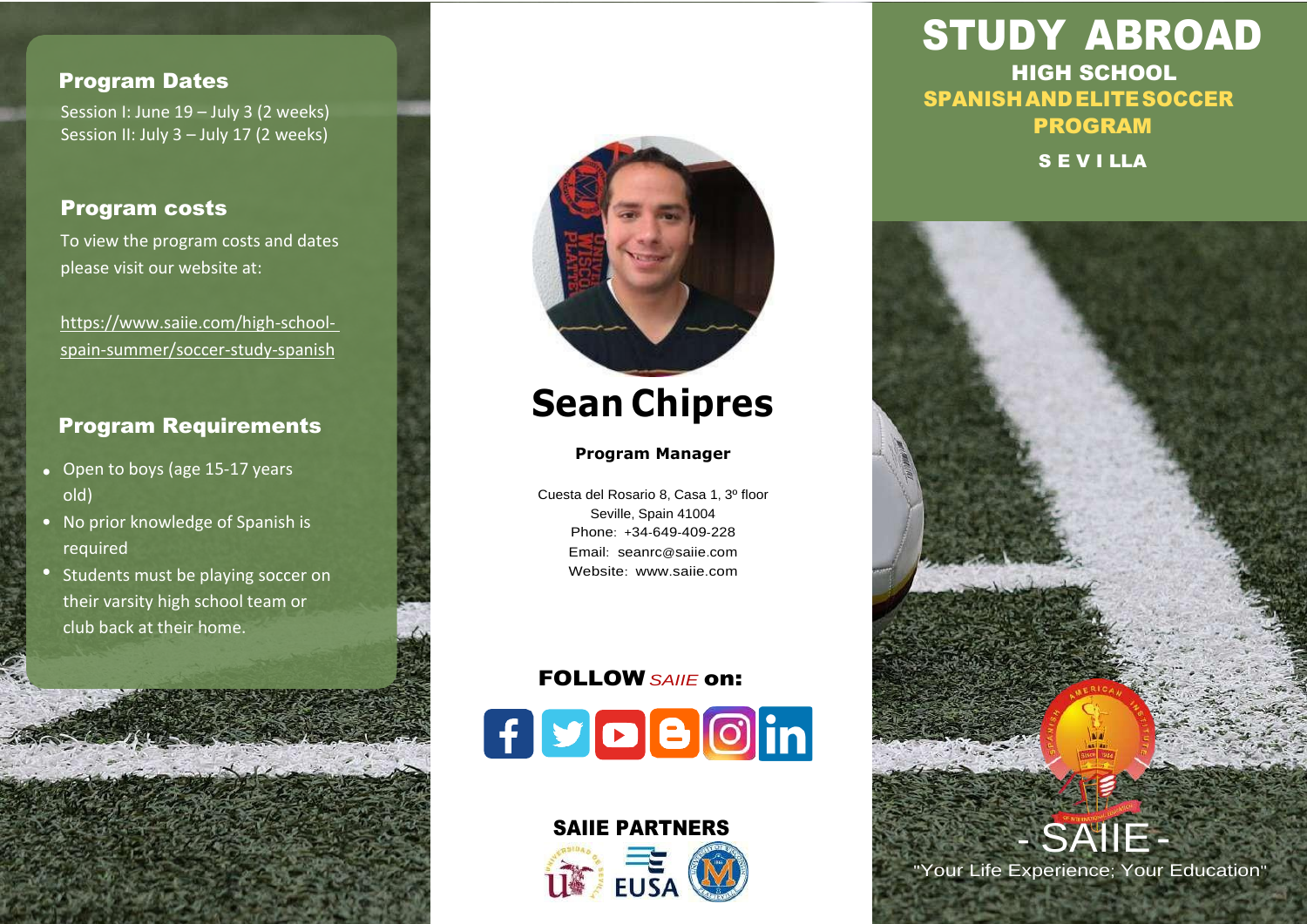# STUDY ABROAD

## HIGH SCHOOL

## SPANISH AND ELITE SOCCER PROGRAM

**S E V I LLA**

### Program Dates

Session I: June 19 – July 3 (2 weeks)
Session II: July 3 – July 17 (2 weeks)

### Program costs

To view the program costs and dates please visit our website at:

https://www.saiie.com/high-school-spain-summer/soccer-study-spanish

### Program Requirements

- Open to boys (age 15-17 years old)
- No prior knowledge of Spanish is required
- Students must be playing soccer on their varsity high school team or club back at their home.

## Sean Chipres

**Program Manager**

Cuesta del Rosario 8, Casa 1, 3º floor
Seville, Spain 41004
Phone: +34-649-409-228
Email: seanrc@saiie.com
Website: www.saiie.com

**FOLLOW** *SAIIE* **on:**

**SAIIE PARTNERS**

EUSA

- SAIIE -

"Your Life Experience; Your Education"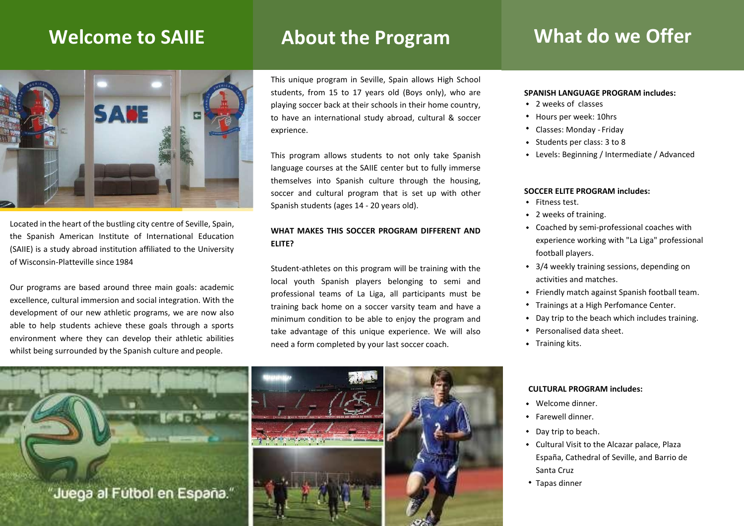## Welcome to SAIIE

Located in the heart of the bustling city centre of Seville, Spain, the Spanish American Institute of International Education (SAIIE) is a study abroad institution affiliated to the University of Wisconsin-Platteville since 1984

Our programs are based around three main goals: academic excellence, cultural immersion and social integration. With the development of our new athletic programs, we are now also able to help students achieve these goals through a sports environment where they can develop their athletic abilities whilst being surrounded by the Spanish culture and people.

## About the Program

This unique program in Seville, Spain allows High School students, from 15 to 17 years old (Boys only), who are playing soccer back at their schools in their home country, to have an international study abroad, cultural & soccer exprience.

This program allows students to not only take Spanish language courses at the SAIIE center but to fully immerse themselves into Spanish culture through the housing, soccer and cultural program that is set up with other Spanish students (ages 14 - 20 years old).

**WHAT MAKES THIS SOCCER PROGRAM DIFFERENT AND ELITE?**

Student-athletes on this program will be training with the local youth Spanish players belonging to semi and professional teams of La Liga, all participants must be training back home on a soccer varsity team and have a minimum condition to be able to enjoy the program and take advantage of this unique experience. We will also need a form completed by your last soccer coach.

## What do we Offer

**SPANISH LANGUAGE PROGRAM includes:**

- 2 weeks of classes
- Hours per week: 10hrs
- Classes: Monday - Friday
- Students per class: 3 to 8
- Levels: Beginning / Intermediate / Advanced

**SOCCER ELITE PROGRAM includes:**

- Fitness test.
- 2 weeks of training.
- Coached by semi-professional coaches with experience working with "La Liga" professional football players.
- 3/4 weekly training sessions, depending on activities and matches.
- Friendly match against Spanish football team.
- Trainings at a High Perfomance Center.
- Day trip to the beach which includes training.
- Personalised data sheet.
- Training kits.

**CULTURAL PROGRAM includes:**

- Welcome dinner.
- Farewell dinner.
- Day trip to beach.
- Cultural Visit to the Alcazar palace, Plaza España, Cathedral of Seville, and Barrio de Santa Cruz
- Tapas dinner